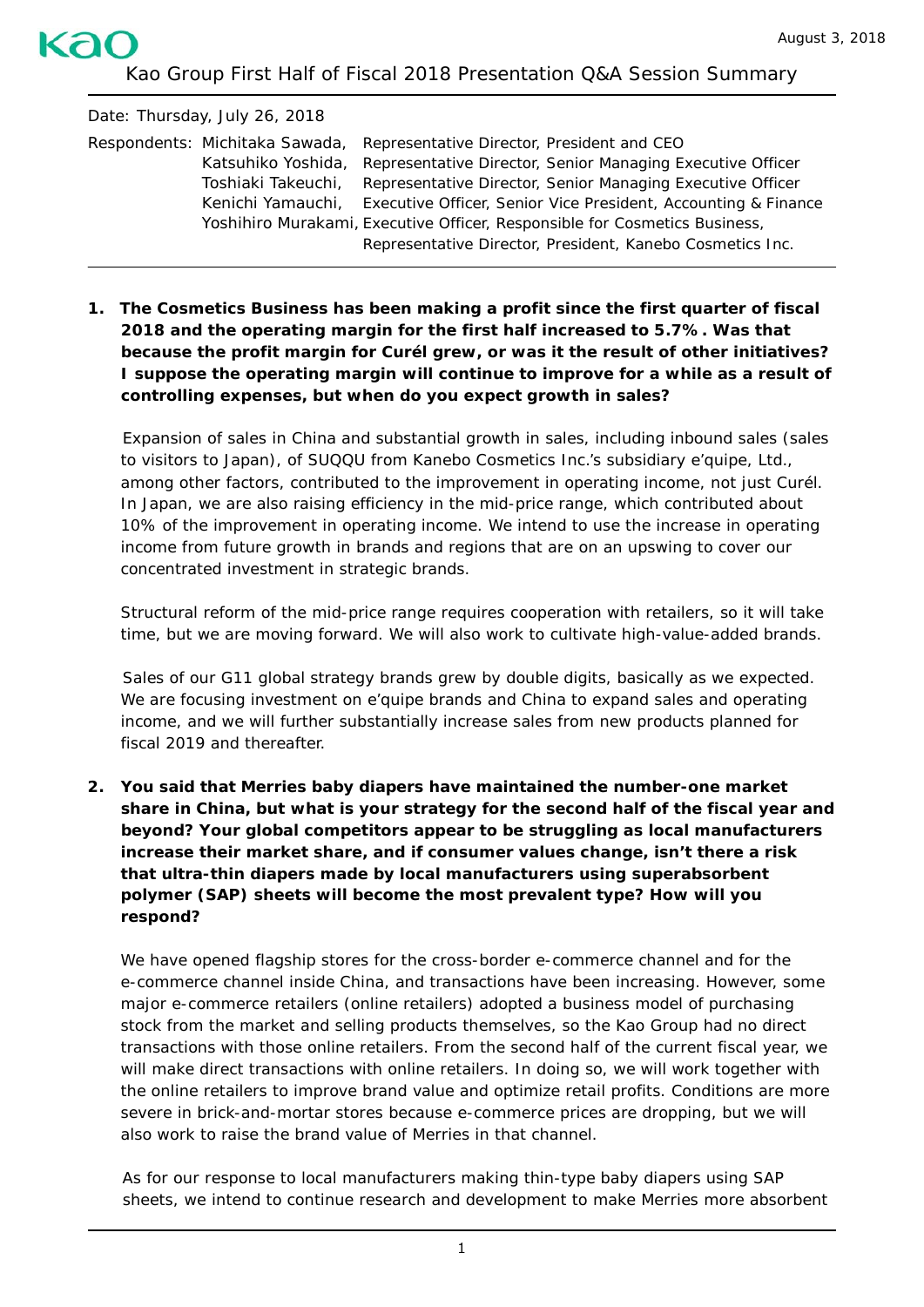August 3, 2018

# Kao Group First Half of Fiscal 2018 Presentation Q&A Session Summary

Date: Thursday, July 26, 2018

Respondents:
- Michitaka Sawada, Representative Director, President and CEO
- Katsuhiko Yoshida, Representative Director, Senior Managing Executive Officer
- Toshiaki Takeuchi, Representative Director, Senior Managing Executive Officer
- Kenichi Yamauchi, Executive Officer, Senior Vice President, Accounting & Finance
- Yoshihiro Murakami, Executive Officer, Responsible for Cosmetics Business, Representative Director, President, Kanebo Cosmetics Inc.

---

**1. The Cosmetics Business has been making a profit since the first quarter of fiscal 2018 and the operating margin for the first half increased to 5.7%. Was that because the profit margin for Curél grew, or was it the result of other initiatives? I suppose the operating margin will continue to improve for a while as a result of controlling expenses, but when do you expect growth in sales?**

Expansion of sales in China and substantial growth in sales, including inbound sales (sales to visitors to Japan), of SUQQU from Kanebo Cosmetics Inc.'s subsidiary e'quipe, Ltd., among other factors, contributed to the improvement in operating income, not just Curél. In Japan, we are also raising efficiency in the mid-price range, which contributed about 10% of the improvement in operating income. We intend to use the increase in operating income from future growth in brands and regions that are on an upswing to cover our concentrated investment in strategic brands.

Structural reform of the mid-price range requires cooperation with retailers, so it will take time, but we are moving forward. We will also work to cultivate high-value-added brands.

Sales of our G11 global strategy brands grew by double digits, basically as we expected. We are focusing investment on e'quipe brands and China to expand sales and operating income, and we will further substantially increase sales from new products planned for fiscal 2019 and thereafter.

**2. You said that Merries baby diapers have maintained the number-one market share in China, but what is your strategy for the second half of the fiscal year and beyond? Your global competitors appear to be struggling as local manufacturers increase their market share, and if consumer values change, isn't there a risk that ultra-thin diapers made by local manufacturers using superabsorbent polymer (SAP) sheets will become the most prevalent type? How will you respond?**

We have opened flagship stores for the cross-border e-commerce channel and for the e-commerce channel inside China, and transactions have been increasing. However, some major e-commerce retailers (online retailers) adopted a business model of purchasing stock from the market and selling products themselves, so the Kao Group had no direct transactions with those online retailers. From the second half of the current fiscal year, we will make direct transactions with online retailers. In doing so, we will work together with the online retailers to improve brand value and optimize retail profits. Conditions are more severe in brick-and-mortar stores because e-commerce prices are dropping, but we will also work to raise the brand value of Merries in that channel.

As for our response to local manufacturers making thin-type baby diapers using SAP sheets, we intend to continue research and development to make Merries more absorbent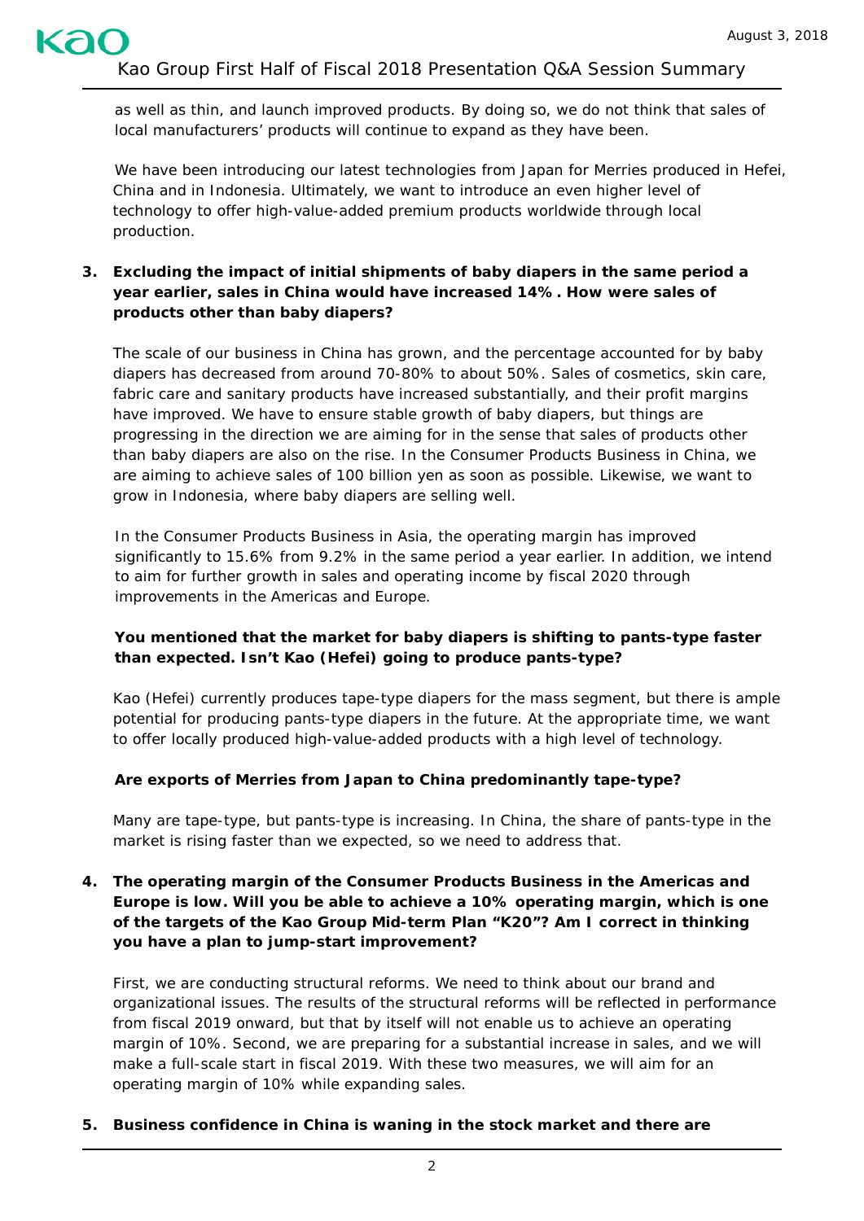as well as thin, and launch improved products. By doing so, we do not think that sales of local manufacturers' products will continue to expand as they have been.

We have been introducing our latest technologies from Japan for Merries produced in Hefei, China and in Indonesia. Ultimately, we want to introduce an even higher level of technology to offer high-value-added premium products worldwide through local production.

3. **Excluding the impact of initial shipments of baby diapers in the same period a year earlier, sales in China would have increased 14%. How were sales of products other than baby diapers?**

The scale of our business in China has grown, and the percentage accounted for by baby diapers has decreased from around 70-80% to about 50%. Sales of cosmetics, skin care, fabric care and sanitary products have increased substantially, and their profit margins have improved. We have to ensure stable growth of baby diapers, but things are progressing in the direction we are aiming for in the sense that sales of products other than baby diapers are also on the rise. In the Consumer Products Business in China, we are aiming to achieve sales of 100 billion yen as soon as possible. Likewise, we want to grow in Indonesia, where baby diapers are selling well.

In the Consumer Products Business in Asia, the operating margin has improved significantly to 15.6% from 9.2% in the same period a year earlier. In addition, we intend to aim for further growth in sales and operating income by fiscal 2020 through improvements in the Americas and Europe.

**You mentioned that the market for baby diapers is shifting to pants-type faster than expected. Isn't Kao (Hefei) going to produce pants-type?**

Kao (Hefei) currently produces tape-type diapers for the mass segment, but there is ample potential for producing pants-type diapers in the future. At the appropriate time, we want to offer locally produced high-value-added products with a high level of technology.

**Are exports of Merries from Japan to China predominantly tape-type?**

Many are tape-type, but pants-type is increasing. In China, the share of pants-type in the market is rising faster than we expected, so we need to address that.

4. **The operating margin of the Consumer Products Business in the Americas and Europe is low. Will you be able to achieve a 10% operating margin, which is one of the targets of the Kao Group Mid-term Plan "K20"? Am I correct in thinking you have a plan to jump-start improvement?**

First, we are conducting structural reforms. We need to think about our brand and organizational issues. The results of the structural reforms will be reflected in performance from fiscal 2019 onward, but that by itself will not enable us to achieve an operating margin of 10%. Second, we are preparing for a substantial increase in sales, and we will make a full-scale start in fiscal 2019. With these two measures, we will aim for an operating margin of 10% while expanding sales.

5. **Business confidence in China is waning in the stock market and there are**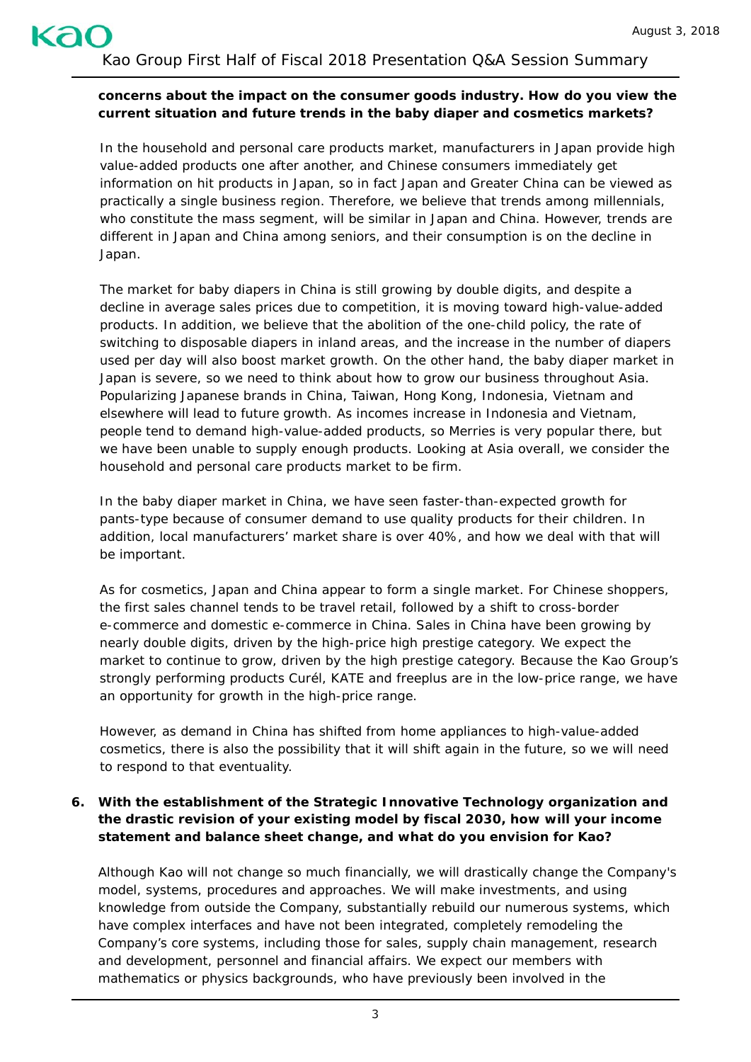**concerns about the impact on the consumer goods industry. How do you view the current situation and future trends in the baby diaper and cosmetics markets?**

In the household and personal care products market, manufacturers in Japan provide high value-added products one after another, and Chinese consumers immediately get information on hit products in Japan, so in fact Japan and Greater China can be viewed as practically a single business region. Therefore, we believe that trends among millennials, who constitute the mass segment, will be similar in Japan and China. However, trends are different in Japan and China among seniors, and their consumption is on the decline in Japan.

The market for baby diapers in China is still growing by double digits, and despite a decline in average sales prices due to competition, it is moving toward high-value-added products. In addition, we believe that the abolition of the one-child policy, the rate of switching to disposable diapers in inland areas, and the increase in the number of diapers used per day will also boost market growth. On the other hand, the baby diaper market in Japan is severe, so we need to think about how to grow our business throughout Asia. Popularizing Japanese brands in China, Taiwan, Hong Kong, Indonesia, Vietnam and elsewhere will lead to future growth. As incomes increase in Indonesia and Vietnam, people tend to demand high-value-added products, so Merries is very popular there, but we have been unable to supply enough products. Looking at Asia overall, we consider the household and personal care products market to be firm.

In the baby diaper market in China, we have seen faster-than-expected growth for pants-type because of consumer demand to use quality products for their children. In addition, local manufacturers' market share is over 40%, and how we deal with that will be important.

As for cosmetics, Japan and China appear to form a single market. For Chinese shoppers, the first sales channel tends to be travel retail, followed by a shift to cross-border e-commerce and domestic e-commerce in China. Sales in China have been growing by nearly double digits, driven by the high-price high prestige category. We expect the market to continue to grow, driven by the high prestige category. Because the Kao Group's strongly performing products Curél, KATE and freeplus are in the low-price range, we have an opportunity for growth in the high-price range.

However, as demand in China has shifted from home appliances to high-value-added cosmetics, there is also the possibility that it will shift again in the future, so we will need to respond to that eventuality.

6. **With the establishment of the Strategic Innovative Technology organization and the drastic revision of your existing model by fiscal 2030, how will your income statement and balance sheet change, and what do you envision for Kao?**

   Although Kao will not change so much financially, we will drastically change the Company's model, systems, procedures and approaches. We will make investments, and using knowledge from outside the Company, substantially rebuild our numerous systems, which have complex interfaces and have not been integrated, completely remodeling the Company's core systems, including those for sales, supply chain management, research and development, personnel and financial affairs. We expect our members with mathematics or physics backgrounds, who have previously been involved in the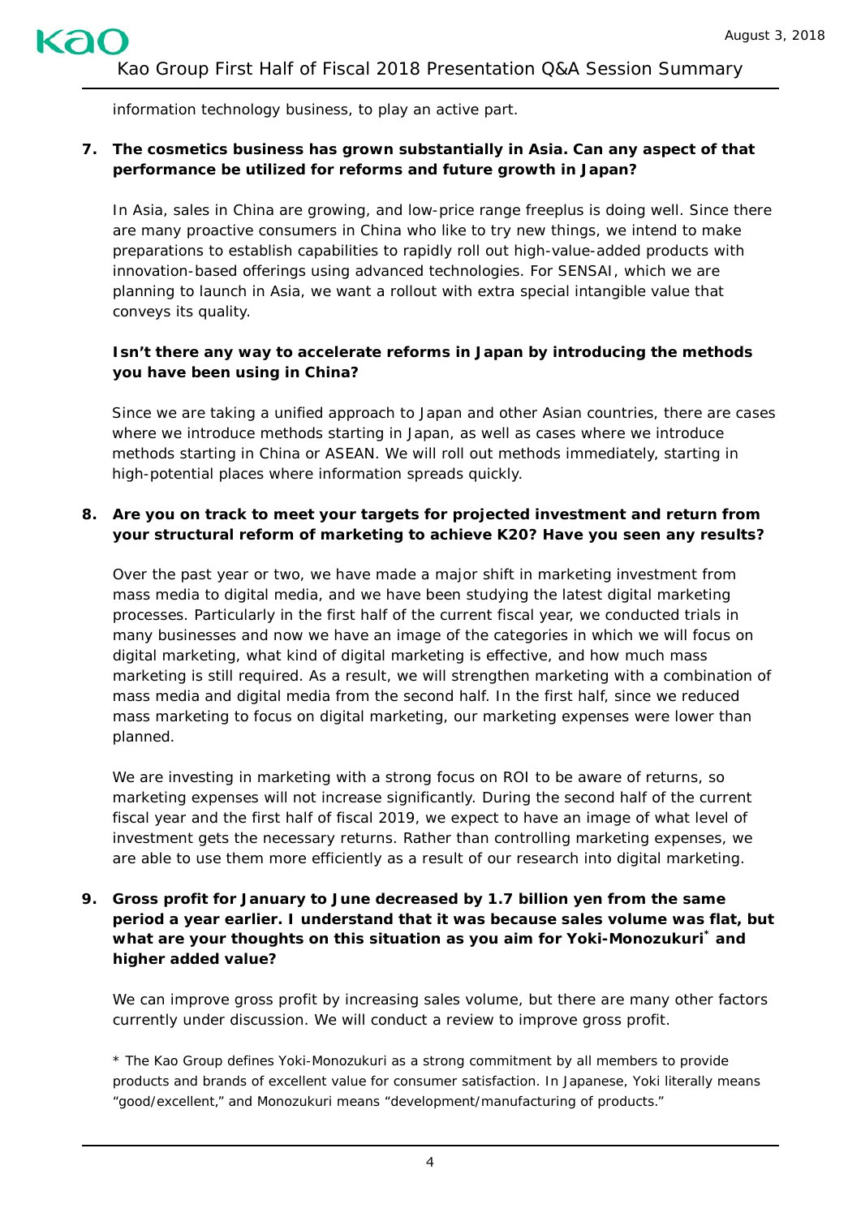information technology business, to play an active part.

**7. The cosmetics business has grown substantially in Asia. Can any aspect of that performance be utilized for reforms and future growth in Japan?**

In Asia, sales in China are growing, and low-price range freeplus is doing well. Since there are many proactive consumers in China who like to try new things, we intend to make preparations to establish capabilities to rapidly roll out high-value-added products with innovation-based offerings using advanced technologies. For SENSAI, which we are planning to launch in Asia, we want a rollout with extra special intangible value that conveys its quality.

**Isn't there any way to accelerate reforms in Japan by introducing the methods you have been using in China?**

Since we are taking a unified approach to Japan and other Asian countries, there are cases where we introduce methods starting in Japan, as well as cases where we introduce methods starting in China or ASEAN. We will roll out methods immediately, starting in high-potential places where information spreads quickly.

**8. Are you on track to meet your targets for projected investment and return from your structural reform of marketing to achieve K20? Have you seen any results?**

Over the past year or two, we have made a major shift in marketing investment from mass media to digital media, and we have been studying the latest digital marketing processes. Particularly in the first half of the current fiscal year, we conducted trials in many businesses and now we have an image of the categories in which we will focus on digital marketing, what kind of digital marketing is effective, and how much mass marketing is still required. As a result, we will strengthen marketing with a combination of mass media and digital media from the second half. In the first half, since we reduced mass marketing to focus on digital marketing, our marketing expenses were lower than planned.

We are investing in marketing with a strong focus on ROI to be aware of returns, so marketing expenses will not increase significantly. During the second half of the current fiscal year and the first half of fiscal 2019, we expect to have an image of what level of investment gets the necessary returns. Rather than controlling marketing expenses, we are able to use them more efficiently as a result of our research into digital marketing.

**9. Gross profit for January to June decreased by 1.7 billion yen from the same period a year earlier. I understand that it was because sales volume was flat, but what are your thoughts on this situation as you aim for Yoki-Monozukuri\* and higher added value?**

We can improve gross profit by increasing sales volume, but there are many other factors currently under discussion. We will conduct a review to improve gross profit.

\* The Kao Group defines Yoki-Monozukuri as a strong commitment by all members to provide products and brands of excellent value for consumer satisfaction. In Japanese, Yoki literally means "good/excellent," and Monozukuri means "development/manufacturing of products."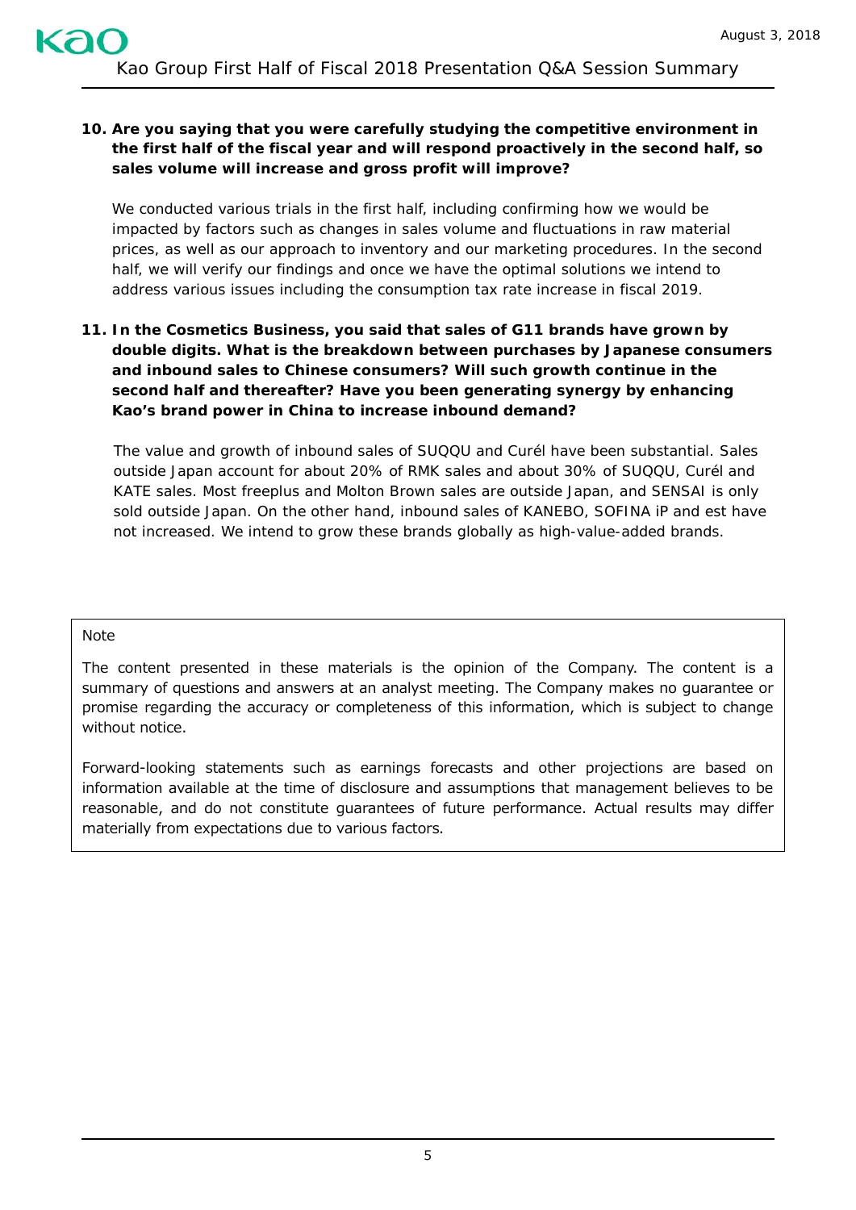**10. Are you saying that you were carefully studying the competitive environment in the first half of the fiscal year and will respond proactively in the second half, so sales volume will increase and gross profit will improve?**

We conducted various trials in the first half, including confirming how we would be impacted by factors such as changes in sales volume and fluctuations in raw material prices, as well as our approach to inventory and our marketing procedures. In the second half, we will verify our findings and once we have the optimal solutions we intend to address various issues including the consumption tax rate increase in fiscal 2019.

**11. In the Cosmetics Business, you said that sales of G11 brands have grown by double digits. What is the breakdown between purchases by Japanese consumers and inbound sales to Chinese consumers? Will such growth continue in the second half and thereafter? Have you been generating synergy by enhancing Kao's brand power in China to increase inbound demand?**

The value and growth of inbound sales of SUQQU and Curél have been substantial. Sales outside Japan account for about 20% of RMK sales and about 30% of SUQQU, Curél and KATE sales. Most freeplus and Molton Brown sales are outside Japan, and SENSAI is only sold outside Japan. On the other hand, inbound sales of KANEBO, SOFINA iP and est have not increased. We intend to grow these brands globally as high-value-added brands.

Note

The content presented in these materials is the opinion of the Company. The content is a summary of questions and answers at an analyst meeting. The Company makes no guarantee or promise regarding the accuracy or completeness of this information, which is subject to change without notice.

Forward-looking statements such as earnings forecasts and other projections are based on information available at the time of disclosure and assumptions that management believes to be reasonable, and do not constitute guarantees of future performance. Actual results may differ materially from expectations due to various factors.